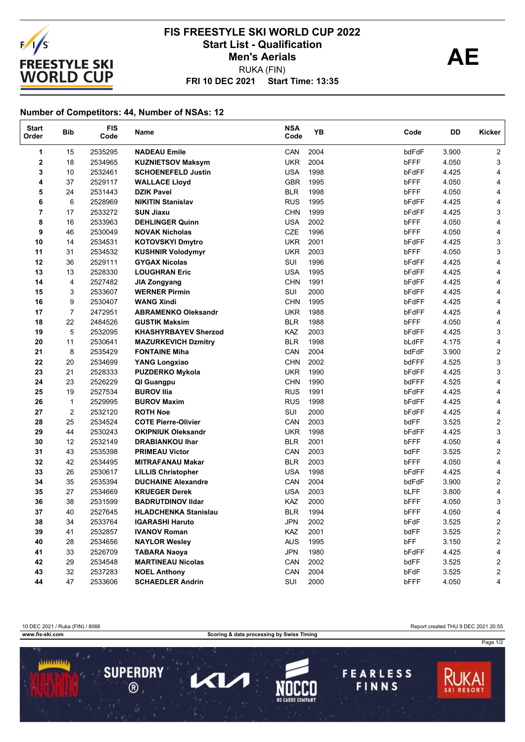# FIS FREESTYLE SKI WORLD CUP 2022

## Start List - Qualification

## Men's Aerials

RUKA (FIN)

**FRI 10 DEC 2021 Start Time: 13:35**

**AE**

### Number of Competitors: 44, Number of NSAs: 12

| Start Order | Bib | FIS Code | Name | NSA Code | YB | Code | DD | Kicker |
|---|---|---|---|---|---|---|---|---|
| 1 | 15 | 2535295 | NADEAU Emile | CAN | 2004 | bdFdF | 3.900 | 2 |
| 2 | 18 | 2534965 | KUZNIETSOV Maksym | UKR | 2004 | bFFF | 4.050 | 3 |
| 3 | 10 | 2532461 | SCHOENEFELD Justin | USA | 1998 | bFdFF | 4.425 | 4 |
| 4 | 37 | 2529117 | WALLACE Lloyd | GBR | 1995 | bFFF | 4.050 | 4 |
| 5 | 24 | 2531443 | DZIK Pavel | BLR | 1998 | bFFF | 4.050 | 4 |
| 6 | 6 | 2528969 | NIKITIN Stanislav | RUS | 1995 | bFdFF | 4.425 | 4 |
| 7 | 17 | 2533272 | SUN Jiaxu | CHN | 1999 | bFdFF | 4.425 | 3 |
| 8 | 16 | 2533963 | DEHLINGER Quinn | USA | 2002 | bFFF | 4.050 | 4 |
| 9 | 46 | 2530049 | NOVAK Nicholas | CZE | 1996 | bFFF | 4.050 | 4 |
| 10 | 14 | 2534531 | KOTOVSKYI Dmytro | UKR | 2001 | bFdFF | 4.425 | 3 |
| 11 | 31 | 2534532 | KUSHNIR Volodymyr | UKR | 2003 | bFFF | 4.050 | 3 |
| 12 | 36 | 2529111 | GYGAX Nicolas | SUI | 1996 | bFdFF | 4.425 | 4 |
| 13 | 13 | 2528330 | LOUGHRAN Eric | USA | 1995 | bFdFF | 4.425 | 4 |
| 14 | 4 | 2527482 | JIA Zongyang | CHN | 1991 | bFdFF | 4.425 | 4 |
| 15 | 3 | 2533607 | WERNER Pirmin | SUI | 2000 | bFdFF | 4.425 | 4 |
| 16 | 9 | 2530407 | WANG Xindi | CHN | 1995 | bFdFF | 4.425 | 4 |
| 17 | 7 | 2472951 | ABRAMENKO Oleksandr | UKR | 1988 | bFdFF | 4.425 | 4 |
| 18 | 22 | 2484526 | GUSTIK Maksim | BLR | 1988 | bFFF | 4.050 | 4 |
| 19 | 5 | 2532095 | KHASHYRBAYEV Sherzod | KAZ | 2003 | bFdFF | 4.425 | 3 |
| 20 | 11 | 2530641 | MAZURKEVICH Dzmitry | BLR | 1998 | bLdFF | 4.175 | 4 |
| 21 | 8 | 2535429 | FONTAINE Miha | CAN | 2004 | bdFdF | 3.900 | 2 |
| 22 | 20 | 2534699 | YANG Longxiao | CHN | 2002 | bdFFF | 4.525 | 3 |
| 23 | 21 | 2528333 | PUZDERKO Mykola | UKR | 1990 | bFdFF | 4.425 | 3 |
| 24 | 23 | 2526229 | QI Guangpu | CHN | 1990 | bdFFF | 4.525 | 4 |
| 25 | 19 | 2527534 | BUROV Ilia | RUS | 1991 | bFdFF | 4.425 | 4 |
| 26 | 1 | 2529995 | BUROV Maxim | RUS | 1998 | bFdFF | 4.425 | 4 |
| 27 | 2 | 2532120 | ROTH Noe | SUI | 2000 | bFdFF | 4.425 | 4 |
| 28 | 25 | 2534524 | COTE Pierre-Olivier | CAN | 2003 | bdFF | 3.525 | 2 |
| 29 | 44 | 2530243 | OKIPNIUK Oleksandr | UKR | 1998 | bFdFF | 4.425 | 3 |
| 30 | 12 | 2532149 | DRABIANKOU Ihar | BLR | 2001 | bFFF | 4.050 | 4 |
| 31 | 43 | 2535398 | PRIMEAU Victor | CAN | 2003 | bdFF | 3.525 | 2 |
| 32 | 42 | 2534495 | MITRAFANAU Makar | BLR | 2003 | bFFF | 4.050 | 4 |
| 33 | 26 | 2530617 | LILLIS Christopher | USA | 1998 | bFdFF | 4.425 | 4 |
| 34 | 35 | 2535394 | DUCHAINE Alexandre | CAN | 2004 | bdFdF | 3.900 | 2 |
| 35 | 27 | 2534669 | KRUEGER Derek | USA | 2003 | bLFF | 3.800 | 4 |
| 36 | 38 | 2531599 | BADRUTDINOV Ildar | KAZ | 2000 | bFFF | 4.050 | 3 |
| 37 | 40 | 2527645 | HLADCHENKA Stanislau | BLR | 1994 | bFFF | 4.050 | 4 |
| 38 | 34 | 2533764 | IGARASHI Haruto | JPN | 2002 | bFdF | 3.525 | 2 |
| 39 | 41 | 2532857 | IVANOV Roman | KAZ | 2001 | bdFF | 3.525 | 2 |
| 40 | 28 | 2534656 | NAYLOR Wesley | AUS | 1995 | bFF | 3.150 | 2 |
| 41 | 33 | 2526709 | TABARA Naoya | JPN | 1980 | bFdFF | 4.425 | 4 |
| 42 | 29 | 2534548 | MARTINEAU Nicolas | CAN | 2002 | bdFF | 3.525 | 2 |
| 43 | 32 | 2537283 | NOEL Anthony | CAN | 2004 | bFdF | 3.525 | 2 |
| 44 | 47 | 2533606 | SCHAEDLER Andrin | SUI | 2000 | bFFF | 4.050 | 4 |

10 DEC 2021 / Ruka (FIN) / 8066 — Report created THU 9 DEC 2021 20:55

www.fis-ski.com — Scoring & data processing by Swiss Timing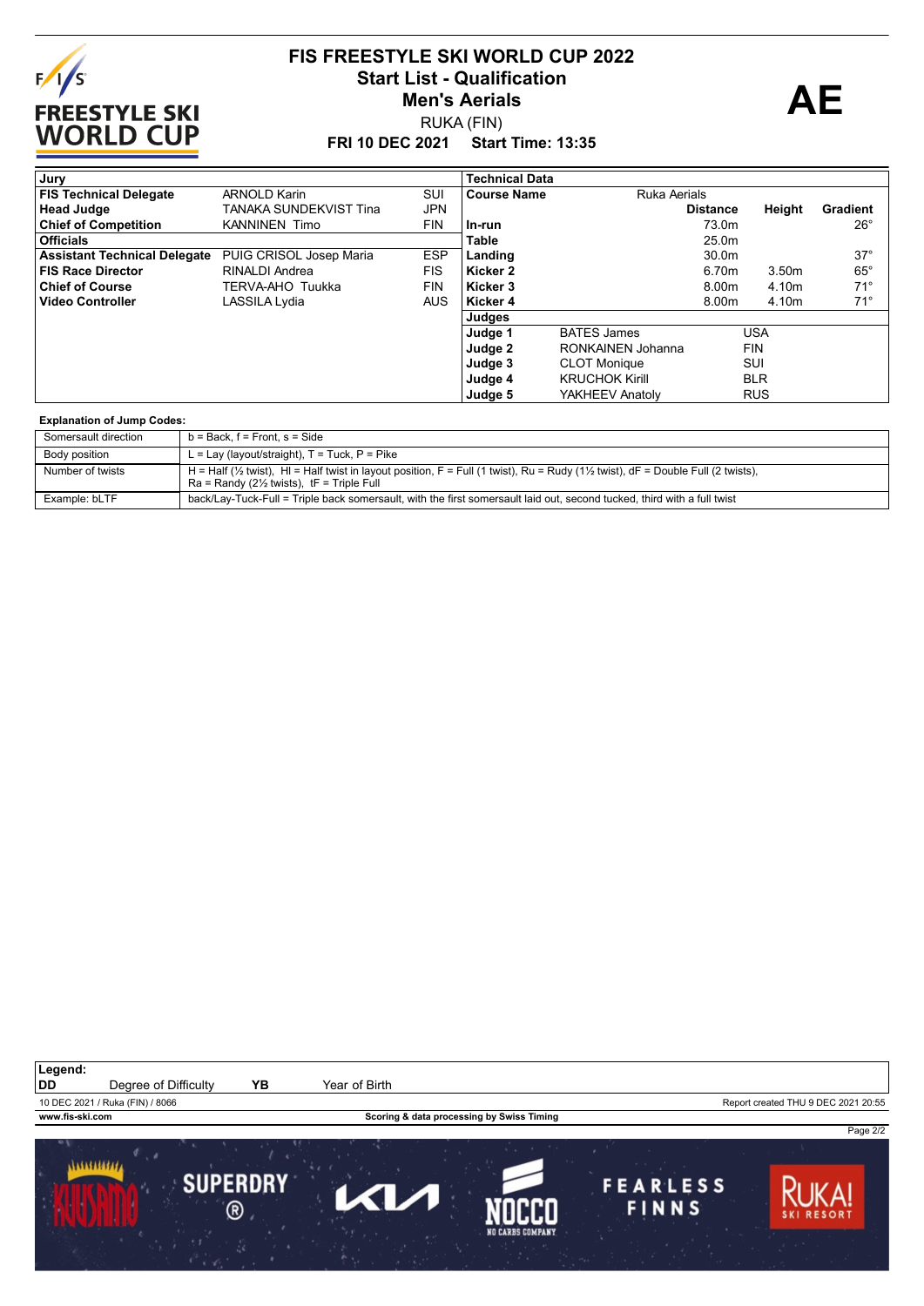# FIS FREESTYLE SKI WORLD CUP 2022
## Start List - Qualification
## Men's Aerials

RUKA (FIN)

**FRI 10 DEC 2021 Start Time: 13:35**

**AE**

| Jury | | |
|---|---|---|
| **FIS Technical Delegate** | ARNOLD Karin | SUI |
| **Head Judge** | TANAKA SUNDEKVIST Tina | JPN |
| **Chief of Competition** | KANNINEN Timo | FIN |
| **Officials** | | |
| **Assistant Technical Delegate** | PUIG CRISOL Josep Maria | ESP |
| **FIS Race Director** | RINALDI Andrea | FIS |
| **Chief of Course** | TERVA-AHO Tuukka | FIN |
| **Video Controller** | LASSILA Lydia | AUS |

| Technical Data | | | |
|---|---|---|---|
| **Course Name** | Ruka Aerials | | |
| | **Distance** | **Height** | **Gradient** |
| **In-run** | 73.0m | | 26° |
| **Table** | 25.0m | | |
| **Landing** | 30.0m | | 37° |
| **Kicker 2** | 6.70m | 3.50m | 65° |
| **Kicker 3** | 8.00m | 4.10m | 71° |
| **Kicker 4** | 8.00m | 4.10m | 71° |

| Judges | | |
|---|---|---|
| **Judge 1** | BATES James | USA |
| **Judge 2** | RONKAINEN Johanna | FIN |
| **Judge 3** | CLOT Monique | SUI |
| **Judge 4** | KRUCHOK Kirill | BLR |
| **Judge 5** | YAKHEEV Anatoly | RUS |

**Explanation of Jump Codes:**

| | |
|---|---|
| Somersault direction | b = Back, f = Front, s = Side |
| Body position | L = Lay (layout/straight), T = Tuck, P = Pike |
| Number of twists | H = Half (½ twist), Hl = Half twist in layout position, F = Full (1 twist), Ru = Rudy (1½ twist), dF = Double Full (2 twists), Ra = Randy (2½ twists), tF = Triple Full |
| Example: bLTF | back/Lay-Tuck-Full = Triple back somersault, with the first somersault laid out, second tucked, third with a full twist |

**Legend:**

| | | | |
|---|---|---|---|
| **DD** | Degree of Difficulty | **YB** | Year of Birth |

10 DEC 2021 / Ruka (FIN) / 8066

Report created THU 9 DEC 2021 20:55

www.fis-ski.com

Scoring & data processing by Swiss Timing